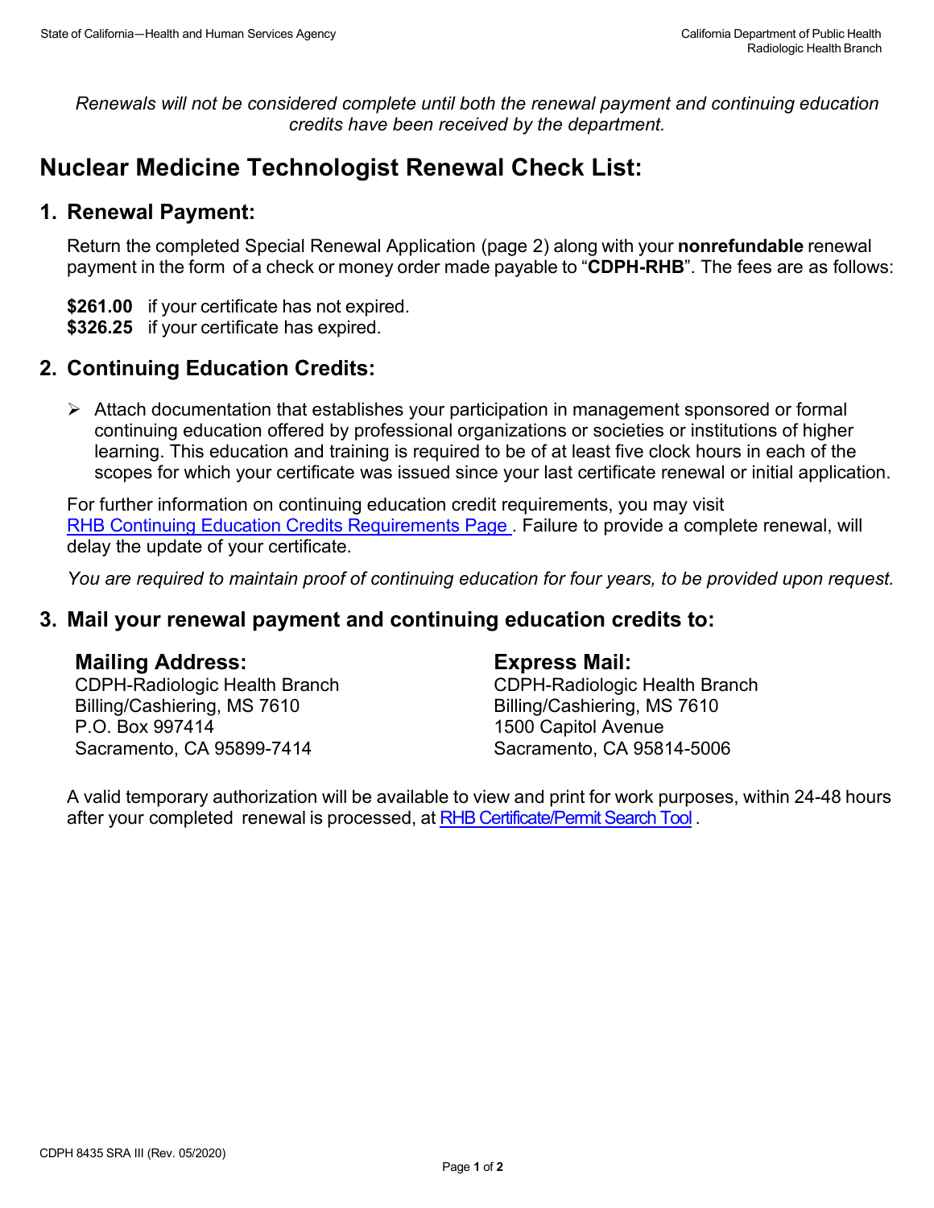*Renewals will not be considered complete until both the renewal payment and continuing education credits have been received by the department.*

# Nuclear Medicine Technologist Renewal Check List:

## 1. Renewal Payment:

Return the completed Special Renewal Application (page 2) along with your **nonrefundable** renewal payment in the form of a check or money order made payable to "**CDPH-RHB**". The fees are as follows:

**$261.00** if your certificate has not expired.
**$326.25** if your certificate has expired.

## 2. Continuing Education Credits:

- Attach documentation that establishes your participation in management sponsored or formal continuing education offered by professional organizations or societies or institutions of higher learning. This education and training is required to be of at least five clock hours in each of the scopes for which your certificate was issued since your last certificate renewal or initial application.

For further information on continuing education credit requirements, you may visit RHB Continuing Education Credits Requirements Page. Failure to provide a complete renewal, will delay the update of your certificate.

*You are required to maintain proof of continuing education for four years, to be provided upon request.*

## 3. Mail your renewal payment and continuing education credits to:

### Mailing Address:

CDPH-Radiologic Health Branch
Billing/Cashiering, MS 7610
P.O. Box 997414
Sacramento, CA 95899-7414

### Express Mail:

CDPH-Radiologic Health Branch
Billing/Cashiering, MS 7610
1500 Capitol Avenue
Sacramento, CA 95814-5006

A valid temporary authorization will be available to view and print for work purposes, within 24-48 hours after your completed renewal is processed, at RHB Certificate/Permit Search Tool.

CDPH 8435 SRA III (Rev. 05/2020)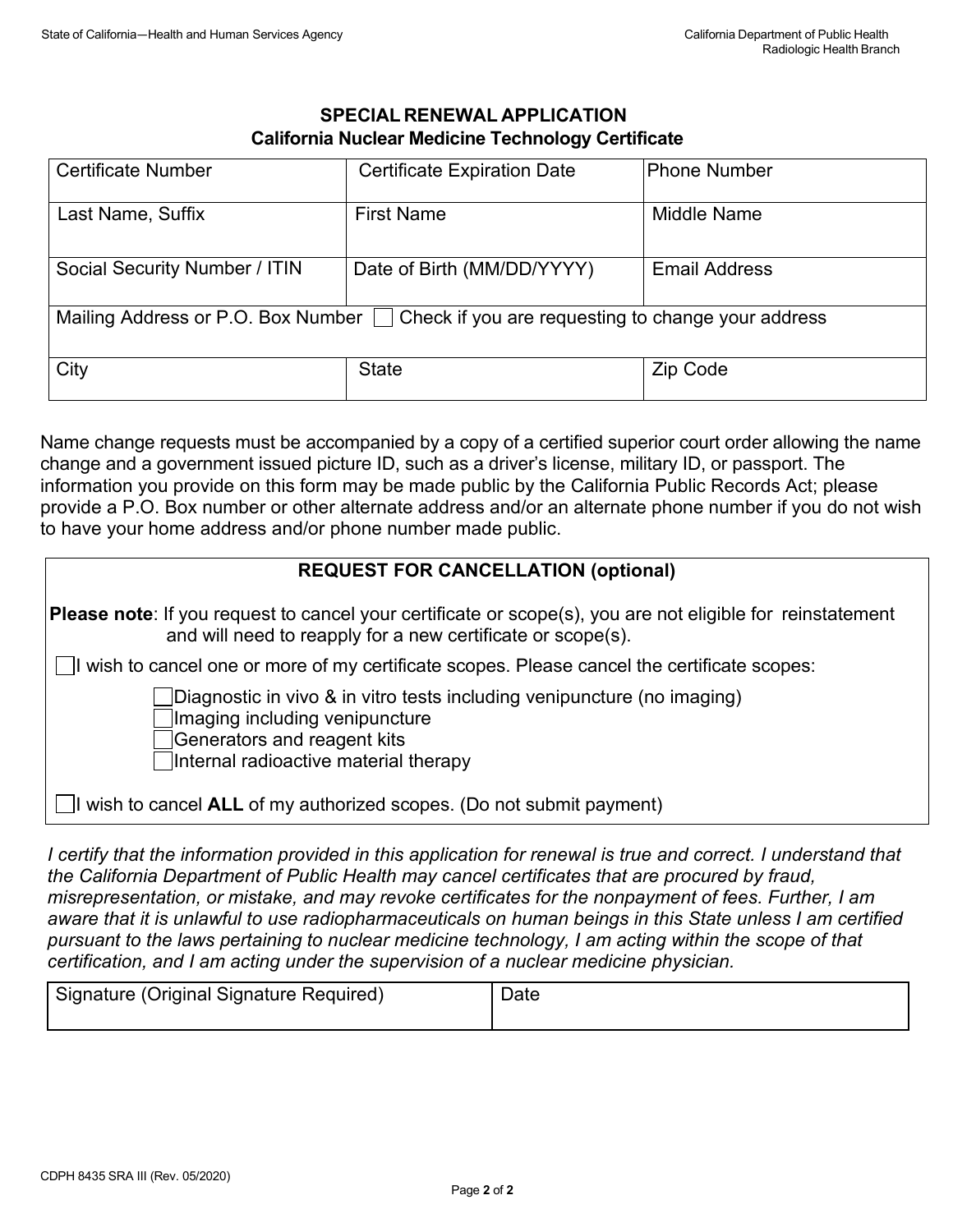## SPECIAL RENEWAL APPLICATION
### California Nuclear Medicine Technology Certificate

| | | |
|---|---|---|
| Certificate Number | Certificate Expiration Date | Phone Number |
| Last Name, Suffix | First Name | Middle Name |
| Social Security Number / ITIN | Date of Birth (MM/DD/YYYY) | Email Address |
| Mailing Address or P.O. Box Number ☐ Check if you are requesting to change your address | | |
| City | State | Zip Code |

Name change requests must be accompanied by a copy of a certified superior court order allowing the name change and a government issued picture ID, such as a driver's license, military ID, or passport. The information you provide on this form may be made public by the California Public Records Act; please provide a P.O. Box number or other alternate address and/or an alternate phone number if you do not wish to have your home address and/or phone number made public.

### REQUEST FOR CANCELLATION (optional)

**Please note**: If you request to cancel your certificate or scope(s), you are not eligible for reinstatement and will need to reapply for a new certificate or scope(s).

☐ I wish to cancel one or more of my certificate scopes. Please cancel the certificate scopes:

- ☐ Diagnostic in vivo & in vitro tests including venipuncture (no imaging)
- ☐ Imaging including venipuncture
- ☐ Generators and reagent kits
- ☐ Internal radioactive material therapy

☐ I wish to cancel **ALL** of my authorized scopes. (Do not submit payment)

*I certify that the information provided in this application for renewal is true and correct. I understand that the California Department of Public Health may cancel certificates that are procured by fraud, misrepresentation, or mistake, and may revoke certificates for the nonpayment of fees. Further, I am aware that it is unlawful to use radiopharmaceuticals on human beings in this State unless I am certified pursuant to the laws pertaining to nuclear medicine technology, I am acting within the scope of that certification, and I am acting under the supervision of a nuclear medicine physician.*

| Signature (Original Signature Required) | Date |
|---|---|
| | |

CDPH 8435 SRA III (Rev. 05/2020)